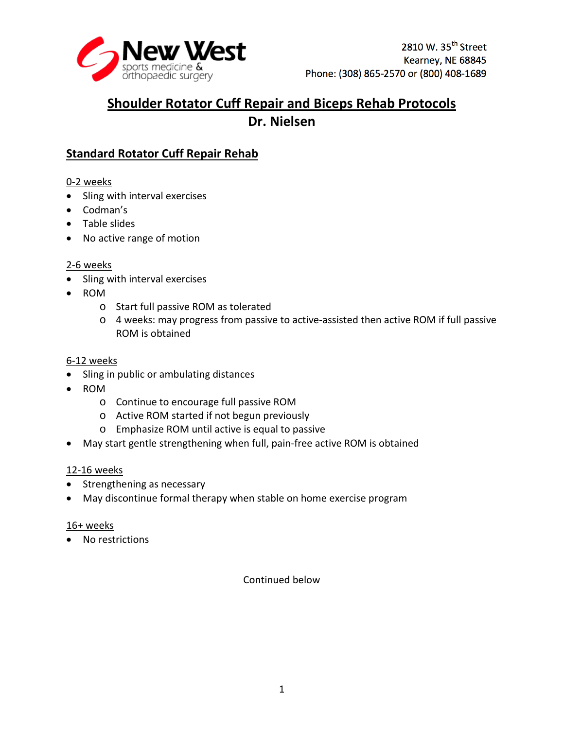New West sports medicine & orthopaedic surgery

2810 W. 35th Street
Kearney, NE 68845
Phone: (308) 865-2570 or (800) 408-1689

# Shoulder Rotator Cuff Repair and Biceps Rehab Protocols
# Dr. Nielsen

## Standard Rotator Cuff Repair Rehab

0-2 weeks

- Sling with interval exercises
- Codman's
- Table slides
- No active range of motion

2-6 weeks

- Sling with interval exercises
- ROM
  - Start full passive ROM as tolerated
  - 4 weeks: may progress from passive to active-assisted then active ROM if full passive ROM is obtained

6-12 weeks

- Sling in public or ambulating distances
- ROM
  - Continue to encourage full passive ROM
  - Active ROM started if not begun previously
  - Emphasize ROM until active is equal to passive
- May start gentle strengthening when full, pain-free active ROM is obtained

12-16 weeks

- Strengthening as necessary
- May discontinue formal therapy when stable on home exercise program

16+ weeks

- No restrictions

Continued below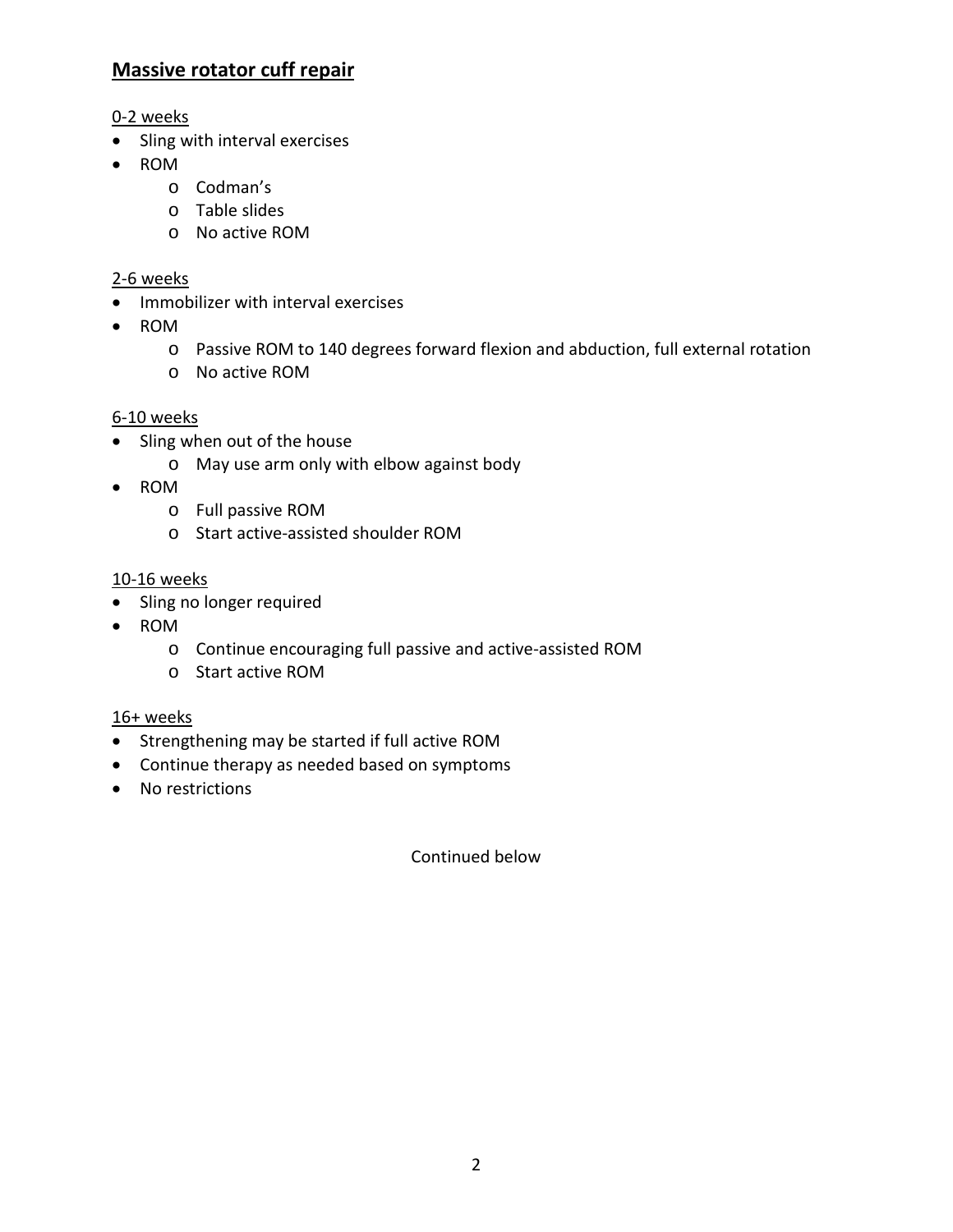## Massive rotator cuff repair

0-2 weeks

- Sling with interval exercises
- ROM
  - Codman's
  - Table slides
  - No active ROM

2-6 weeks

- Immobilizer with interval exercises
- ROM
  - Passive ROM to 140 degrees forward flexion and abduction, full external rotation
  - No active ROM

6-10 weeks

- Sling when out of the house
  - May use arm only with elbow against body
- ROM
  - Full passive ROM
  - Start active-assisted shoulder ROM

10-16 weeks

- Sling no longer required
- ROM
  - Continue encouraging full passive and active-assisted ROM
  - Start active ROM

16+ weeks

- Strengthening may be started if full active ROM
- Continue therapy as needed based on symptoms
- No restrictions

Continued below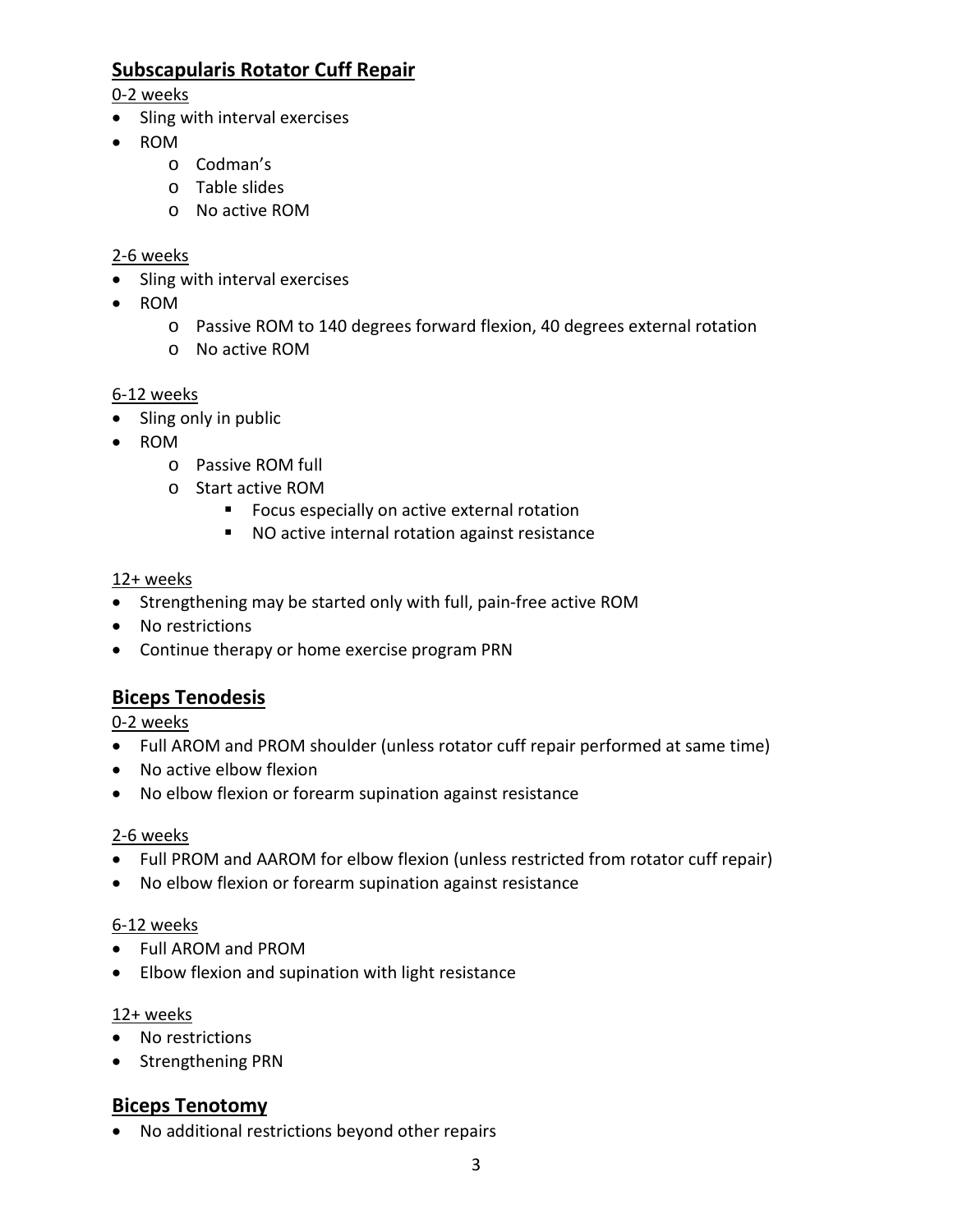## Subscapularis Rotator Cuff Repair

0-2 weeks

- Sling with interval exercises
- ROM
  - Codman's
  - Table slides
  - No active ROM

2-6 weeks

- Sling with interval exercises
- ROM
  - Passive ROM to 140 degrees forward flexion, 40 degrees external rotation
  - No active ROM

6-12 weeks

- Sling only in public
- ROM
  - Passive ROM full
  - Start active ROM
    - Focus especially on active external rotation
    - NO active internal rotation against resistance

12+ weeks

- Strengthening may be started only with full, pain-free active ROM
- No restrictions
- Continue therapy or home exercise program PRN

## Biceps Tenodesis

0-2 weeks

- Full AROM and PROM shoulder (unless rotator cuff repair performed at same time)
- No active elbow flexion
- No elbow flexion or forearm supination against resistance

2-6 weeks

- Full PROM and AAROM for elbow flexion (unless restricted from rotator cuff repair)
- No elbow flexion or forearm supination against resistance

6-12 weeks

- Full AROM and PROM
- Elbow flexion and supination with light resistance

12+ weeks

- No restrictions
- Strengthening PRN

## Biceps Tenotomy

- No additional restrictions beyond other repairs